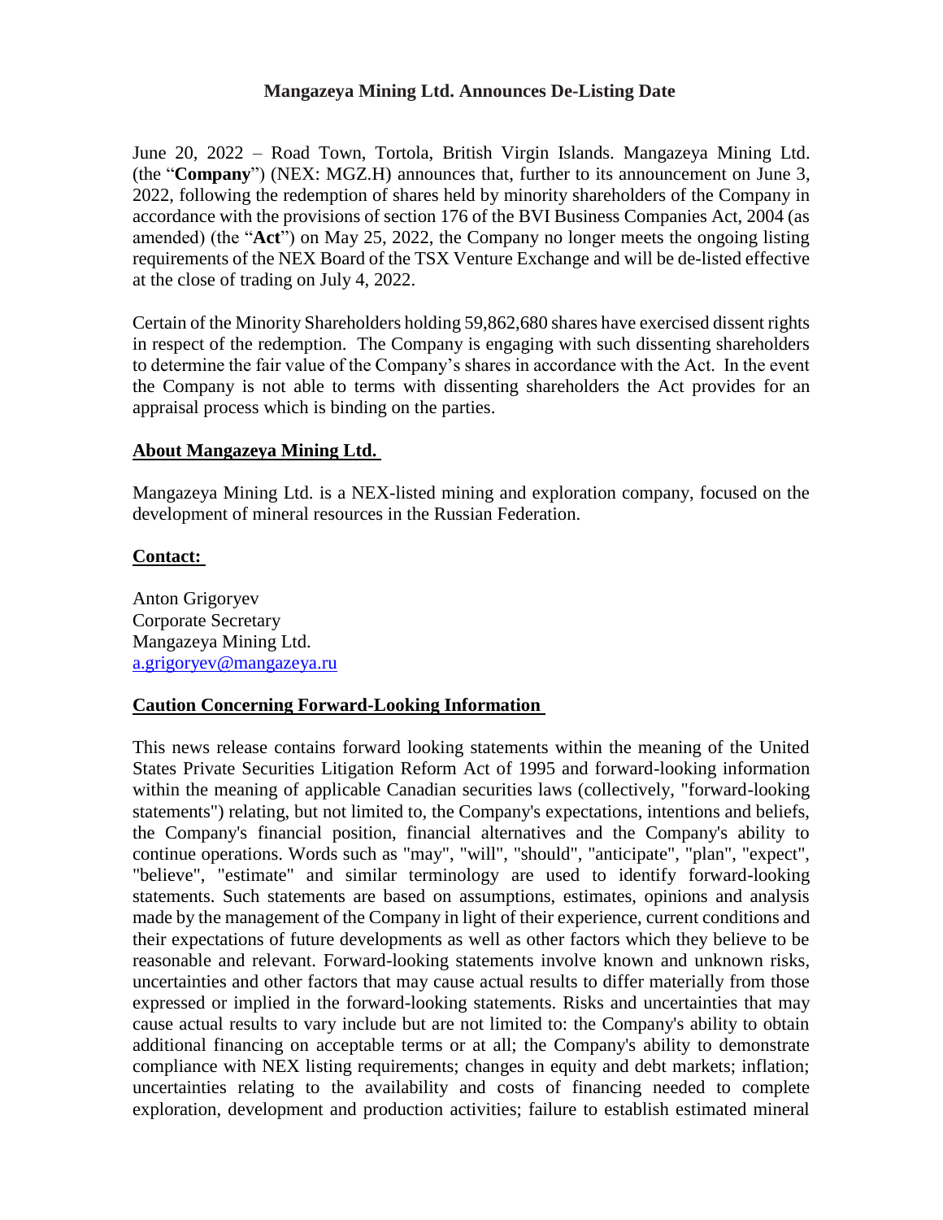# Mangazeya Mining Ltd. Announces De-Listing Date

June 20, 2022 – Road Town, Tortola, British Virgin Islands. Mangazeya Mining Ltd. (the "**Company**") (NEX: MGZ.H) announces that, further to its announcement on June 3, 2022, following the redemption of shares held by minority shareholders of the Company in accordance with the provisions of section 176 of the BVI Business Companies Act, 2004 (as amended) (the "**Act**") on May 25, 2022, the Company no longer meets the ongoing listing requirements of the NEX Board of the TSX Venture Exchange and will be de-listed effective at the close of trading on July 4, 2022.

Certain of the Minority Shareholders holding 59,862,680 shares have exercised dissent rights in respect of the redemption. The Company is engaging with such dissenting shareholders to determine the fair value of the Company's shares in accordance with the Act. In the event the Company is not able to terms with dissenting shareholders the Act provides for an appraisal process which is binding on the parties.

## About Mangazeya Mining Ltd.

Mangazeya Mining Ltd. is a NEX-listed mining and exploration company, focused on the development of mineral resources in the Russian Federation.

## Contact:

Anton Grigoryev
Corporate Secretary
Mangazeya Mining Ltd.
a.grigoryev@mangazeya.ru

## Caution Concerning Forward-Looking Information

This news release contains forward looking statements within the meaning of the United States Private Securities Litigation Reform Act of 1995 and forward-looking information within the meaning of applicable Canadian securities laws (collectively, "forward-looking statements") relating, but not limited to, the Company's expectations, intentions and beliefs, the Company's financial position, financial alternatives and the Company's ability to continue operations. Words such as "may", "will", "should", "anticipate", "plan", "expect", "believe", "estimate" and similar terminology are used to identify forward-looking statements. Such statements are based on assumptions, estimates, opinions and analysis made by the management of the Company in light of their experience, current conditions and their expectations of future developments as well as other factors which they believe to be reasonable and relevant. Forward-looking statements involve known and unknown risks, uncertainties and other factors that may cause actual results to differ materially from those expressed or implied in the forward-looking statements. Risks and uncertainties that may cause actual results to vary include but are not limited to: the Company's ability to obtain additional financing on acceptable terms or at all; the Company's ability to demonstrate compliance with NEX listing requirements; changes in equity and debt markets; inflation; uncertainties relating to the availability and costs of financing needed to complete exploration, development and production activities; failure to establish estimated mineral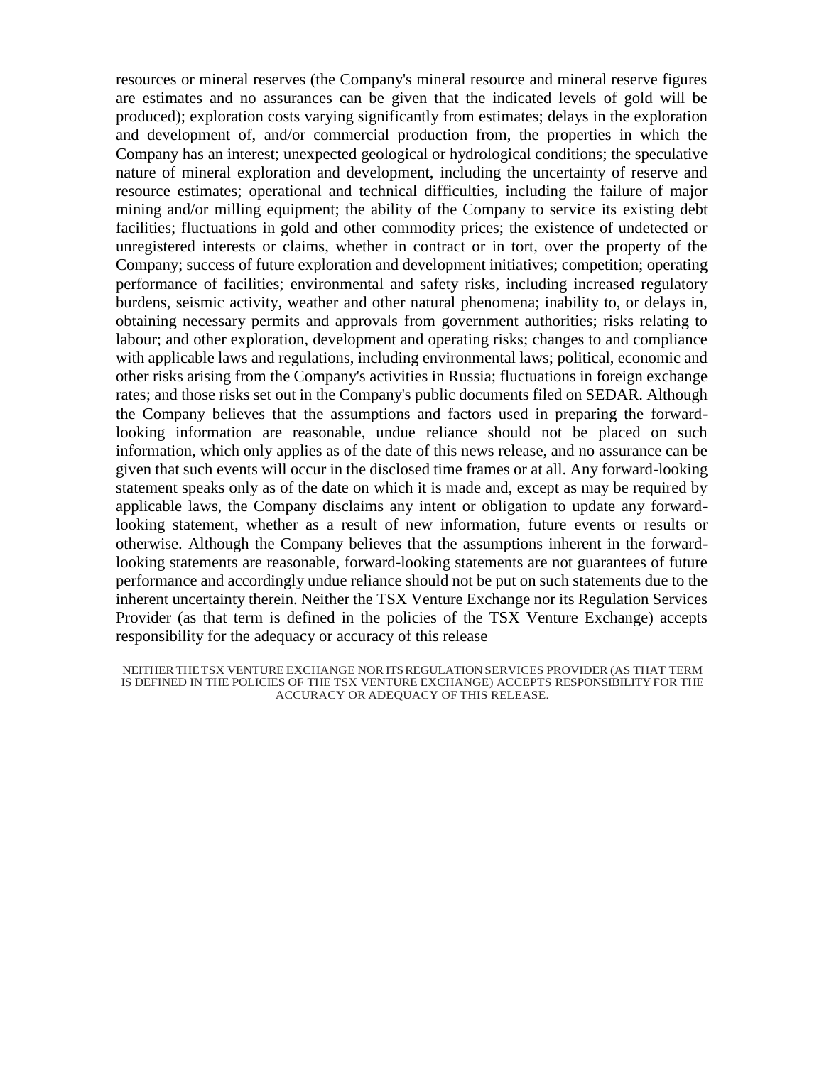resources or mineral reserves (the Company's mineral resource and mineral reserve figures are estimates and no assurances can be given that the indicated levels of gold will be produced); exploration costs varying significantly from estimates; delays in the exploration and development of, and/or commercial production from, the properties in which the Company has an interest; unexpected geological or hydrological conditions; the speculative nature of mineral exploration and development, including the uncertainty of reserve and resource estimates; operational and technical difficulties, including the failure of major mining and/or milling equipment; the ability of the Company to service its existing debt facilities; fluctuations in gold and other commodity prices; the existence of undetected or unregistered interests or claims, whether in contract or in tort, over the property of the Company; success of future exploration and development initiatives; competition; operating performance of facilities; environmental and safety risks, including increased regulatory burdens, seismic activity, weather and other natural phenomena; inability to, or delays in, obtaining necessary permits and approvals from government authorities; risks relating to labour; and other exploration, development and operating risks; changes to and compliance with applicable laws and regulations, including environmental laws; political, economic and other risks arising from the Company's activities in Russia; fluctuations in foreign exchange rates; and those risks set out in the Company's public documents filed on SEDAR. Although the Company believes that the assumptions and factors used in preparing the forward-looking information are reasonable, undue reliance should not be placed on such information, which only applies as of the date of this news release, and no assurance can be given that such events will occur in the disclosed time frames or at all. Any forward-looking statement speaks only as of the date on which it is made and, except as may be required by applicable laws, the Company disclaims any intent or obligation to update any forward-looking statement, whether as a result of new information, future events or results or otherwise. Although the Company believes that the assumptions inherent in the forward-looking statements are reasonable, forward-looking statements are not guarantees of future performance and accordingly undue reliance should not be put on such statements due to the inherent uncertainty therein. Neither the TSX Venture Exchange nor its Regulation Services Provider (as that term is defined in the policies of the TSX Venture Exchange) accepts responsibility for the adequacy or accuracy of this release

NEITHER THE TSX VENTURE EXCHANGE NOR ITS REGULATION SERVICES PROVIDER (AS THAT TERM IS DEFINED IN THE POLICIES OF THE TSX VENTURE EXCHANGE) ACCEPTS RESPONSIBILITY FOR THE ACCURACY OR ADEQUACY OF THIS RELEASE.